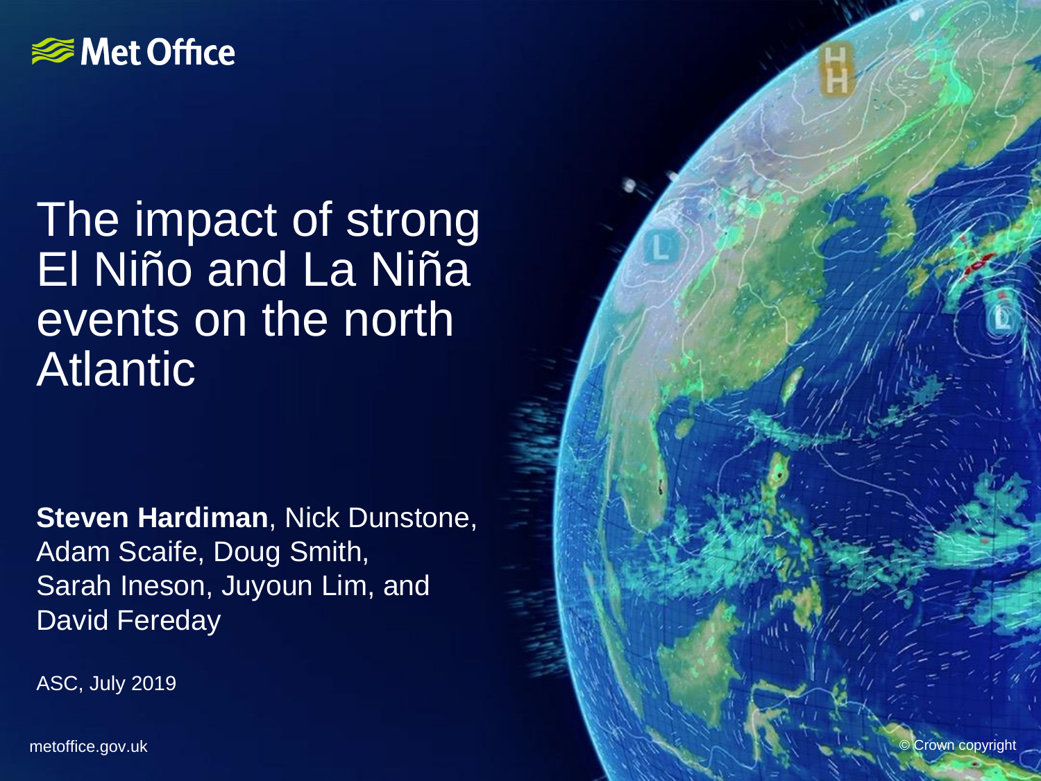Met Office

# The impact of strong El Niño and La Niña events on the north Atlantic

**Steven Hardiman**, Nick Dunstone, Adam Scaife, Doug Smith, Sarah Ineson, Juyoun Lim, and David Fereday

ASC, July 2019

metoffice.gov.uk

© Crown copyright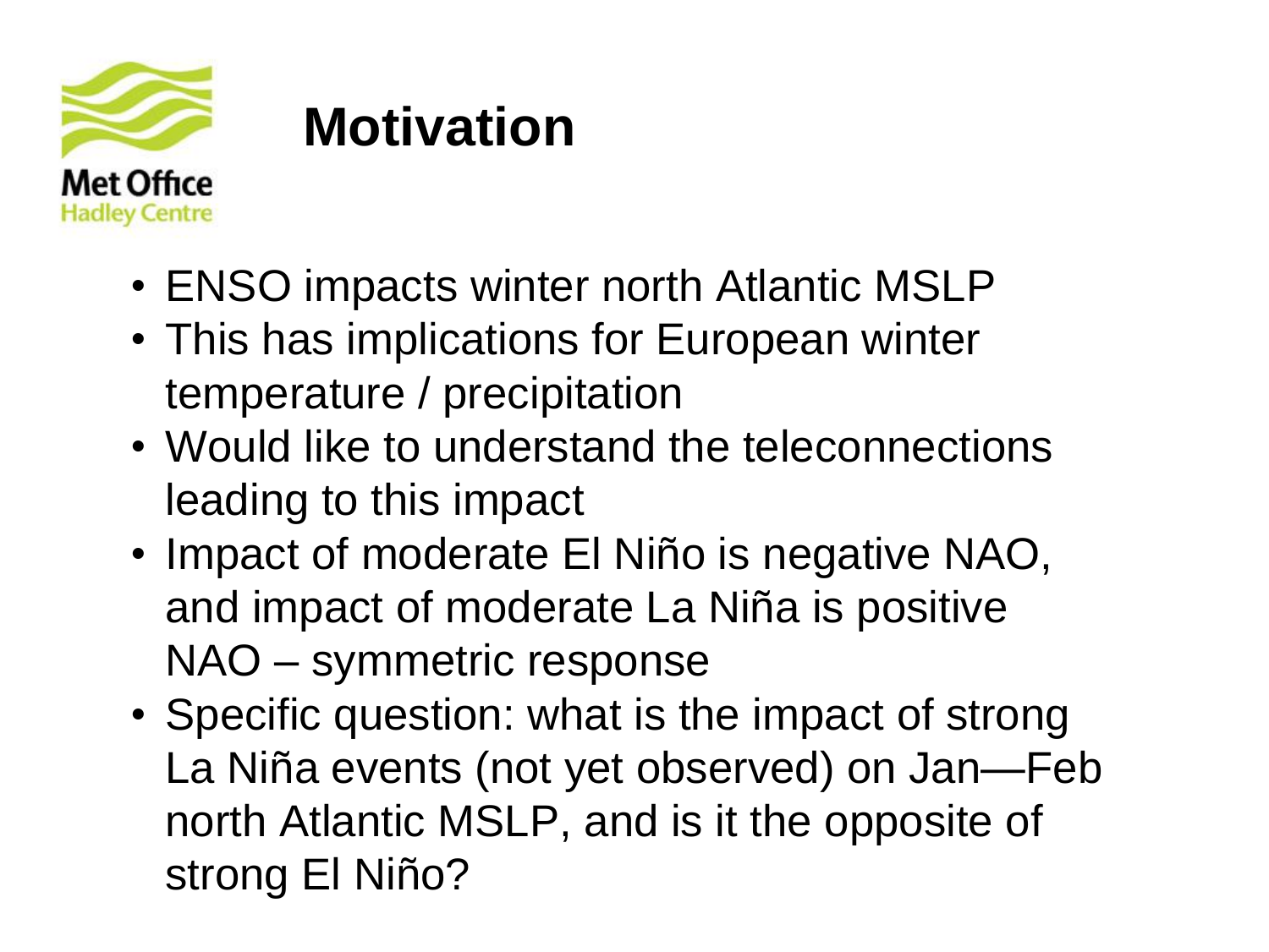# Motivation

- ENSO impacts winter north Atlantic MSLP
- This has implications for European winter temperature / precipitation
- Would like to understand the teleconnections leading to this impact
- Impact of moderate El Niño is negative NAO, and impact of moderate La Niña is positive NAO – symmetric response
- Specific question: what is the impact of strong La Niña events (not yet observed) on Jan—Feb north Atlantic MSLP, and is it the opposite of strong El Niño?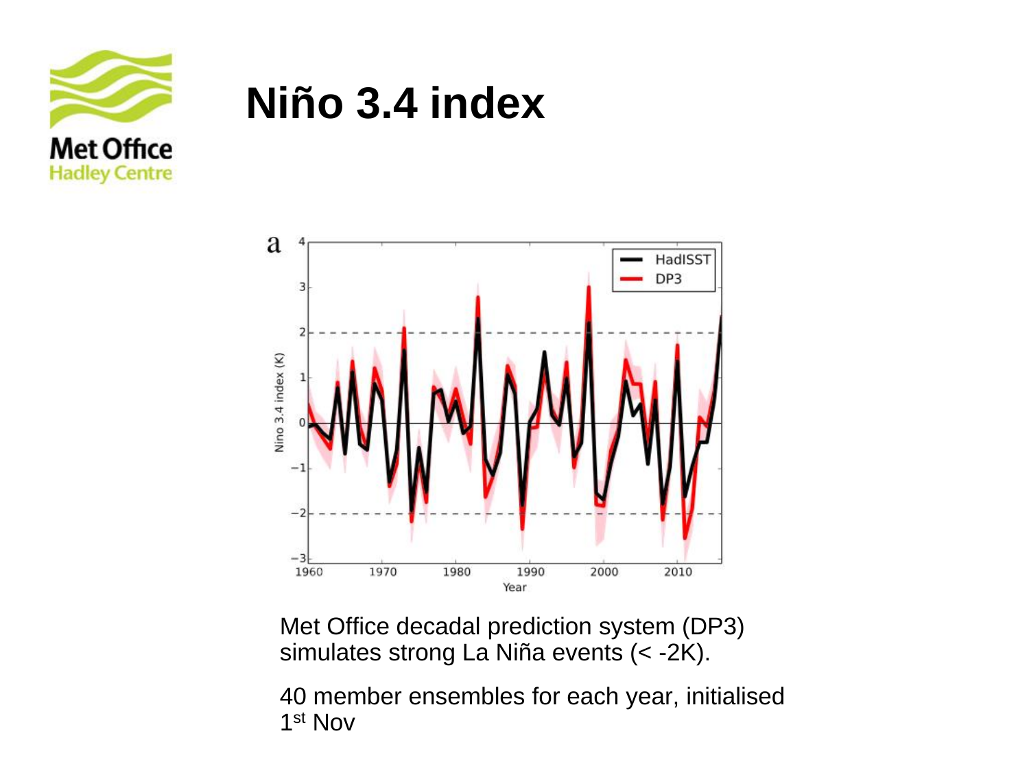# Niño 3.4 index

Met Office decadal prediction system (DP3) simulates strong La Niña events (< -2K).

40 member ensembles for each year, initialised 1st Nov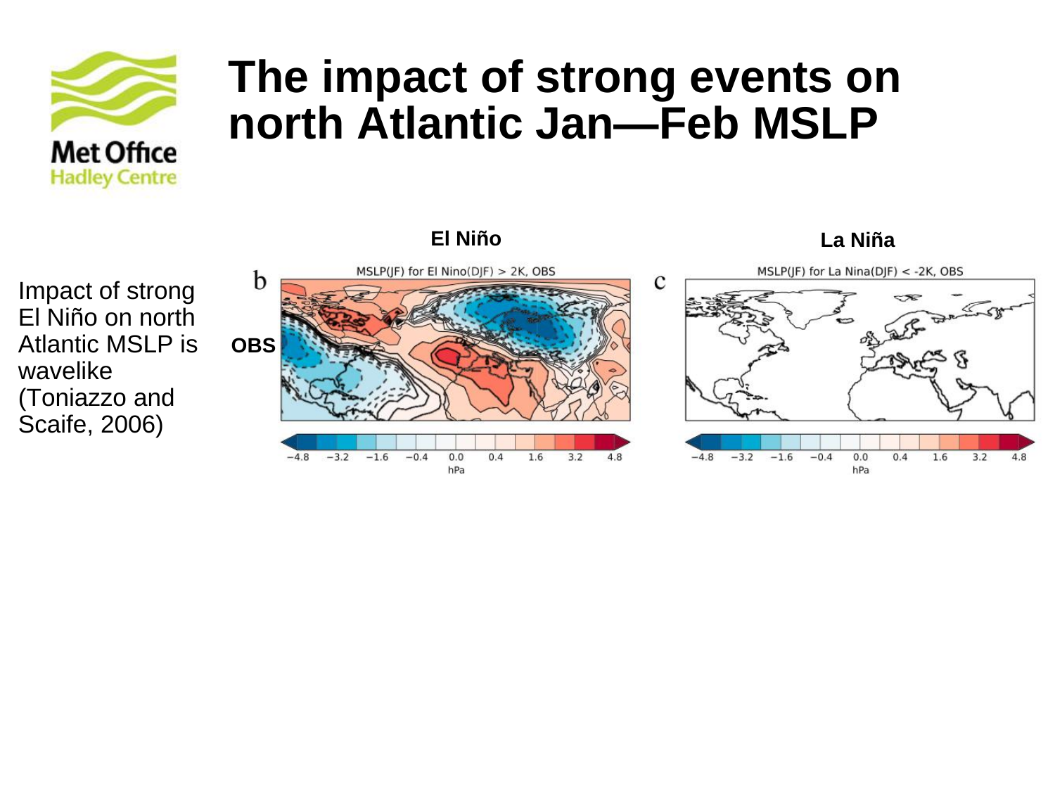# The impact of strong events on north Atlantic Jan—Feb MSLP

Impact of strong El Niño on north Atlantic MSLP is wavelike (Toniazzo and Scaife, 2006)

**El Niño**

**La Niña**

**OBS**

b MSLP(JF) for El Nino(DJF) > 2K, OBS

c MSLP(JF) for La Nina(DJF) < -2K, OBS

−4.8 −3.2 −1.6 −0.4 0.0 0.4 1.6 3.2 4.8
hPa

−4.8 −3.2 −1.6 −0.4 0.0 0.4 1.6 3.2 4.8
hPa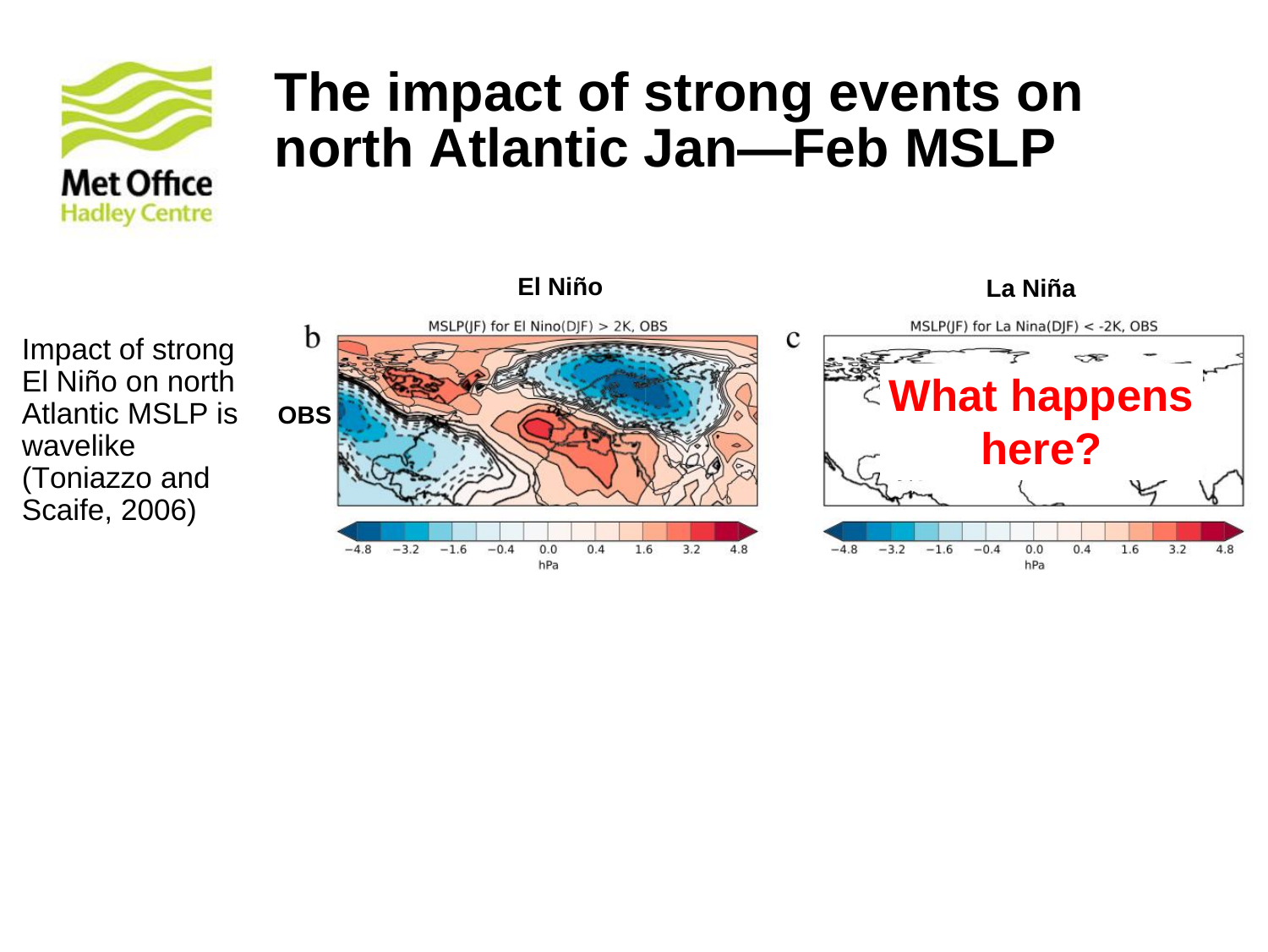# The impact of strong events on north Atlantic Jan—Feb MSLP

Impact of strong El Niño on north Atlantic MSLP is wavelike (Toniazzo and Scaife, 2006)

**El Niño**

**OBS**

b

MSLP(JF) for El Nino(DJF) > 2K, OBS

−4.8 −3.2 −1.6 −0.4 0.0 0.4 1.6 3.2 4.8

hPa

**La Niña**

c

MSLP(JF) for La Nina(DJF) < -2K, OBS

**What happens here?**

−4.8 −3.2 −1.6 −0.4 0.0 0.4 1.6 3.2 4.8

hPa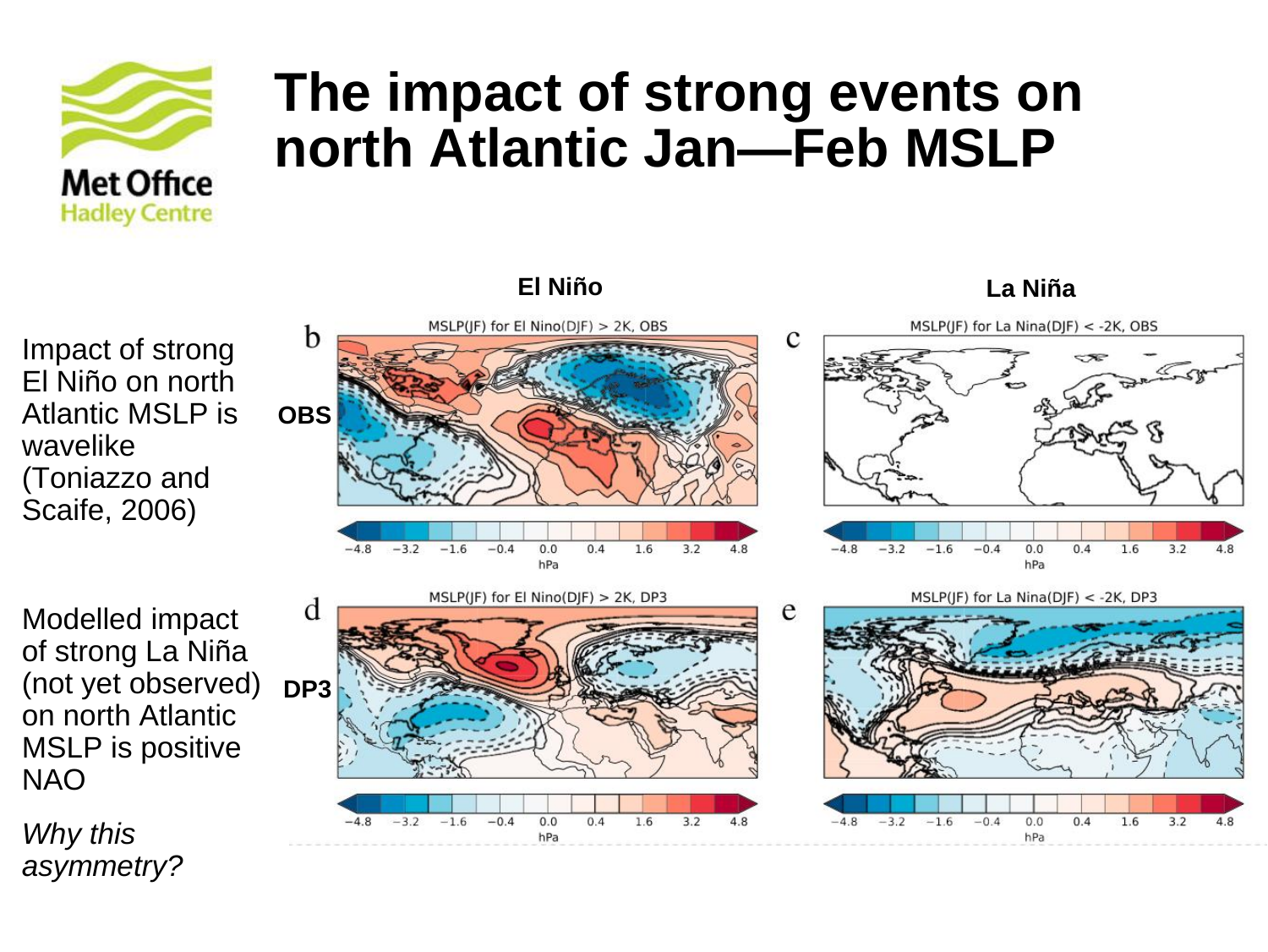# The impact of strong events on north Atlantic Jan—Feb MSLP

Impact of strong El Niño on north Atlantic MSLP is wavelike (Toniazzo and Scaife, 2006)

Modelled impact of strong La Niña (not yet observed) on north Atlantic MSLP is positive NAO

*Why this asymmetry?*

El Niño | La Niña

OBS

b — MSLP(JF) for El Nino(DJF) > 2K, OBS

c — MSLP(JF) for La Nina(DJF) < -2K, OBS

DP3

d — MSLP(JF) for El Nino(DJF) > 2K, DP3

e — MSLP(JF) for La Nina(DJF) < -2K, DP3

−4.8 −3.2 −1.6 −0.4 0.0 0.4 1.6 3.2 4.8 hPa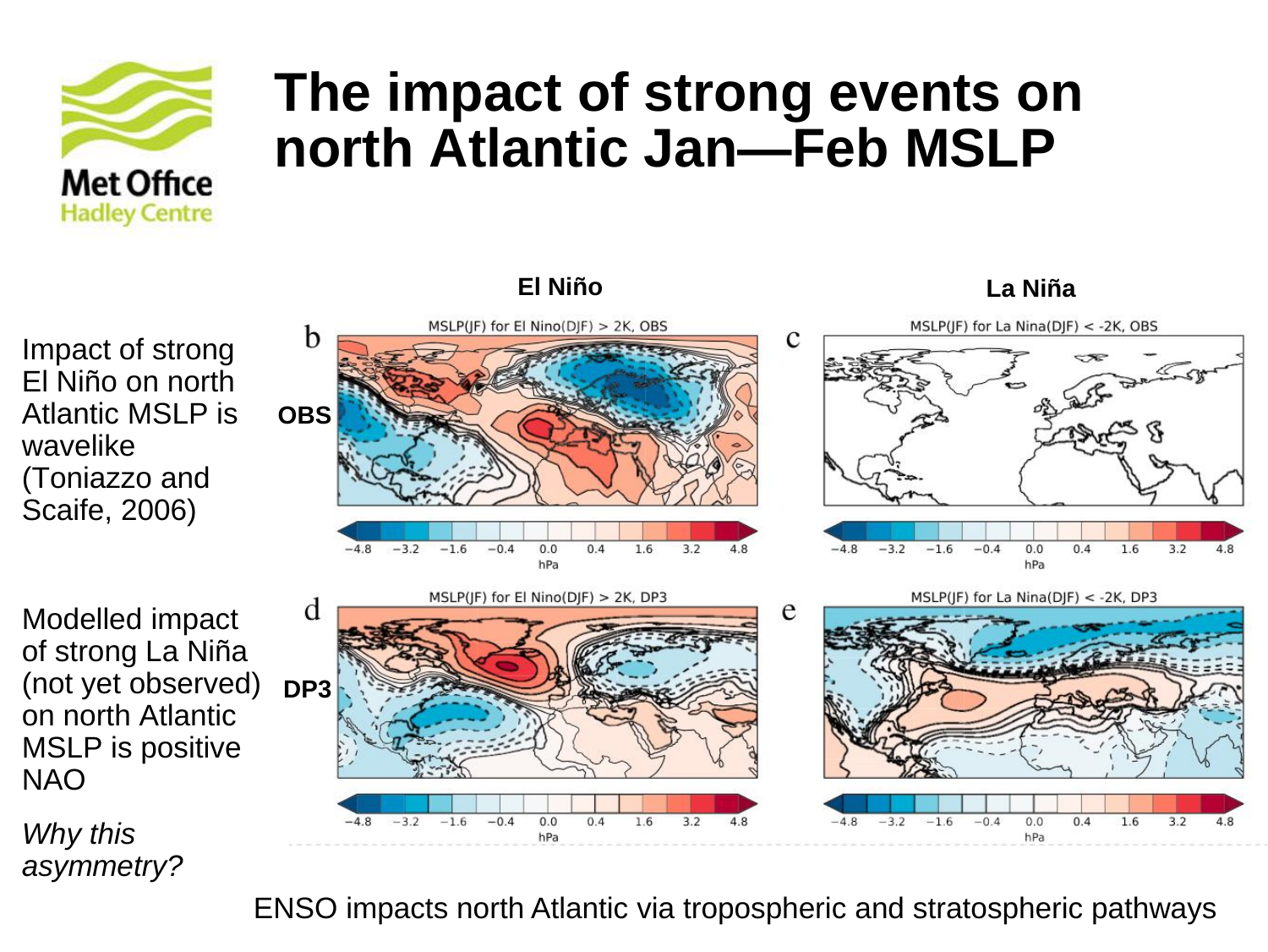# The impact of strong events on north Atlantic Jan—Feb MSLP

Impact of strong El Niño on north Atlantic MSLP is wavelike (Toniazzo and Scaife, 2006)

Modelled impact of strong La Niña (not yet observed) on north Atlantic MSLP is positive NAO

*Why this asymmetry?*

**El Niño** | **La Niña**

**OBS**

b — MSLP(JF) for El Nino(DJF) > 2K, OBS

c — MSLP(JF) for La Nina(DJF) < -2K, OBS

**DP3**

d — MSLP(JF) for El Nino(DJF) > 2K, DP3

e — MSLP(JF) for La Nina(DJF) < -2K, DP3

ENSO impacts north Atlantic via tropospheric and stratospheric pathways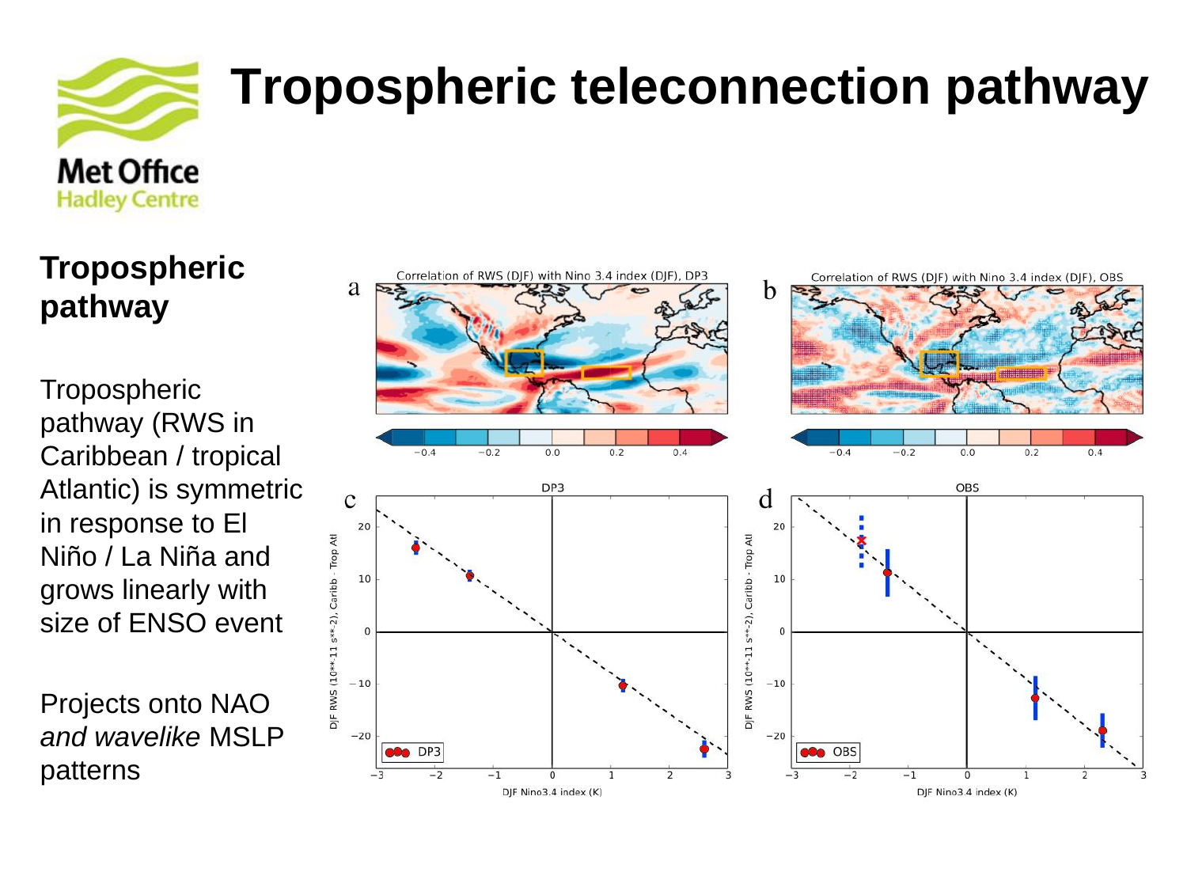# Tropospheric teleconnection pathway

**Tropospheric pathway**

Tropospheric pathway (RWS in Caribbean / tropical Atlantic) is symmetric in response to El Niño / La Niña and grows linearly with size of ENSO event

Projects onto NAO *and wavelike* MSLP patterns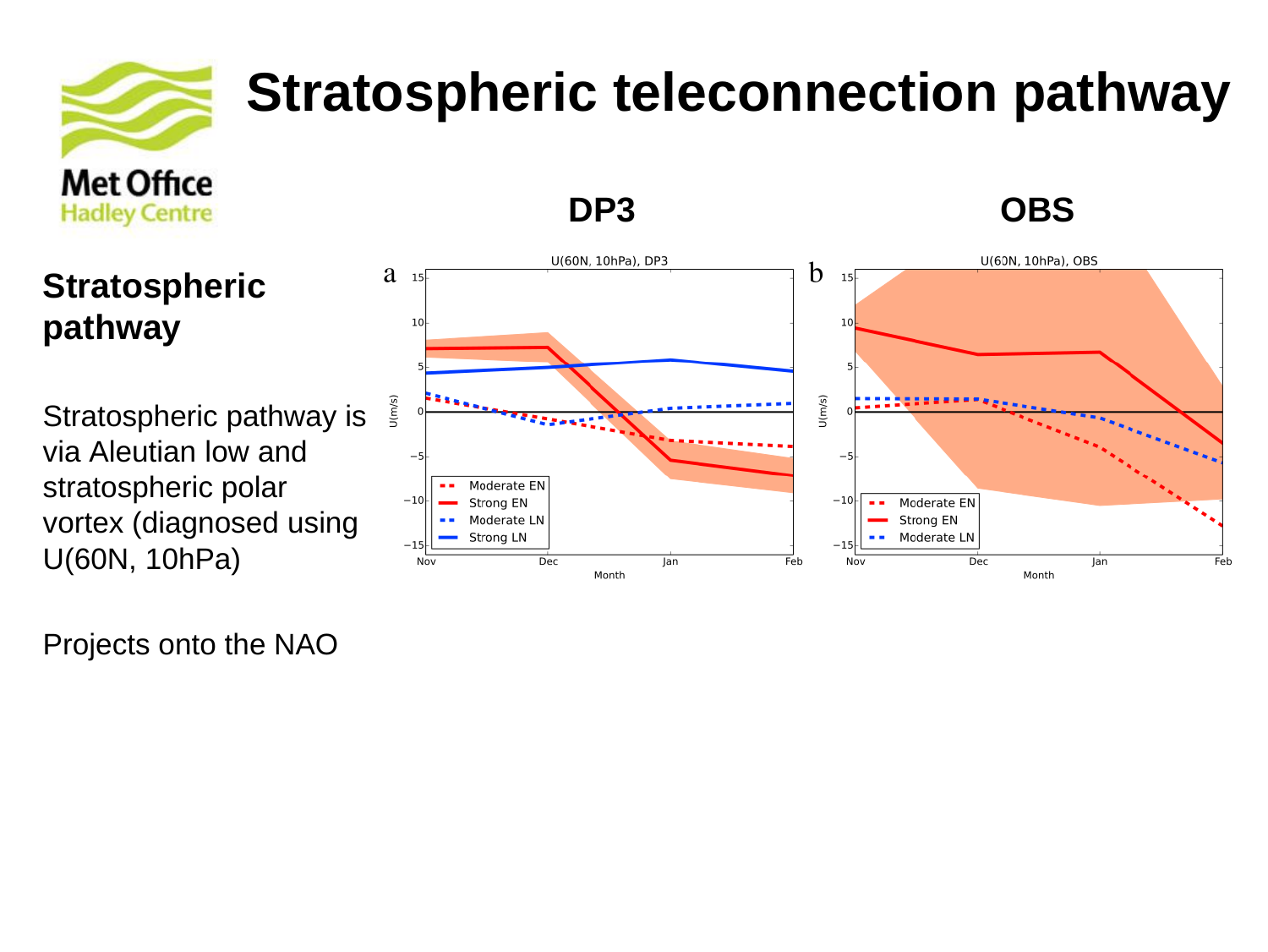# Stratospheric teleconnection pathway

DP3

OBS

## Stratospheric pathway

Stratospheric pathway is via Aleutian low and stratospheric polar vortex (diagnosed using U(60N, 10hPa)

Projects onto the NAO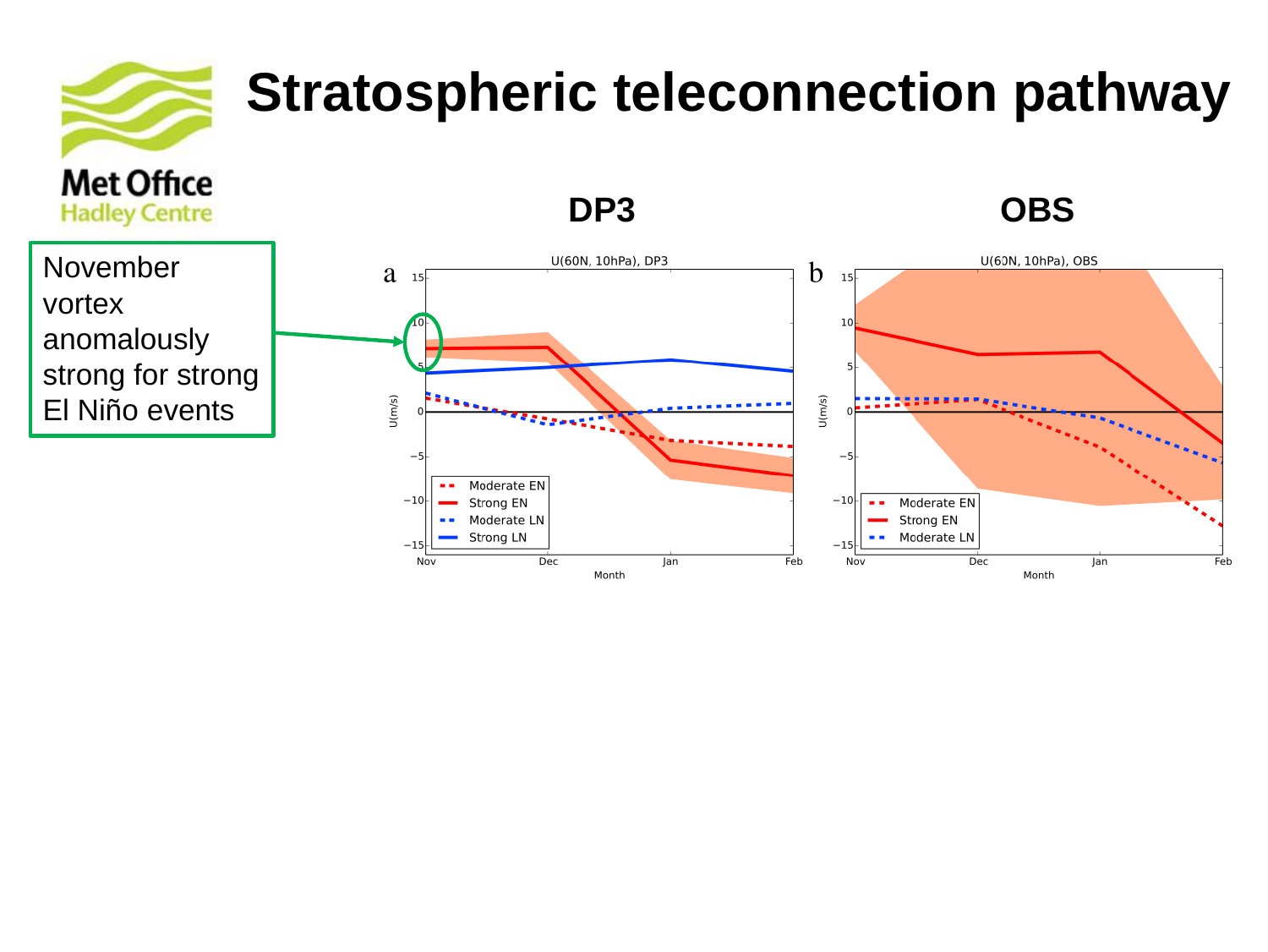# Stratospheric teleconnection pathway

November vortex anomalously strong for strong El Niño events

**DP3**

**OBS**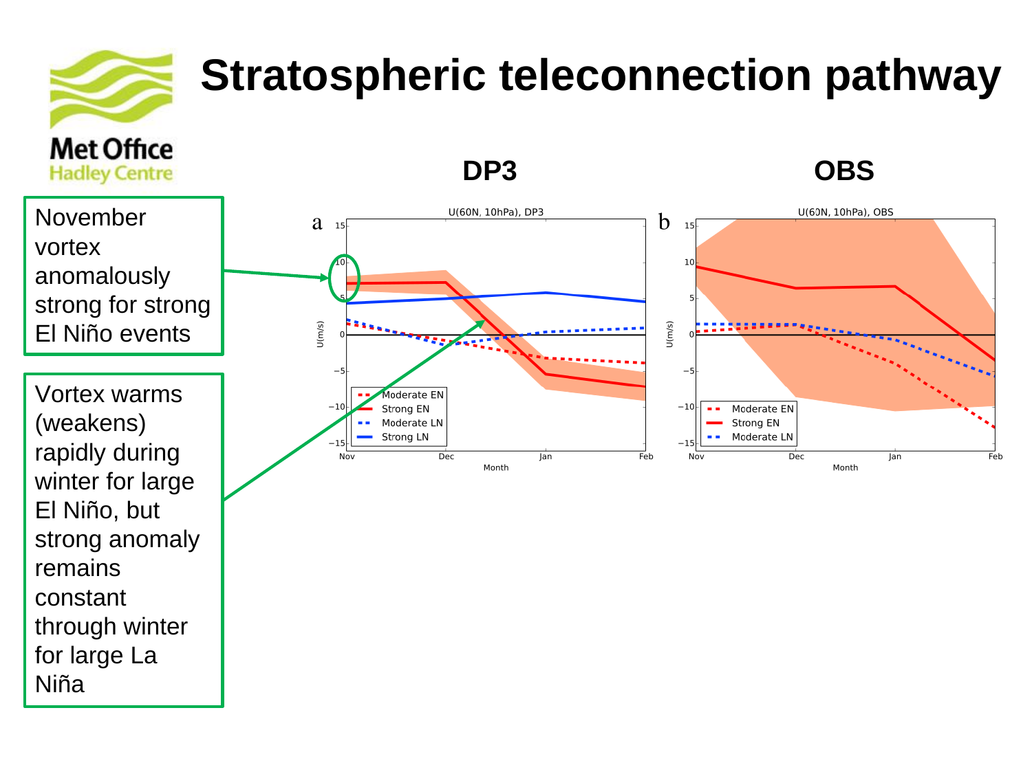# Stratospheric teleconnection pathway

November vortex anomalously strong for strong El Niño events

Vortex warms (weakens) rapidly during winter for large El Niño, but strong anomaly remains constant through winter for large La Niña

**DP3**

**OBS**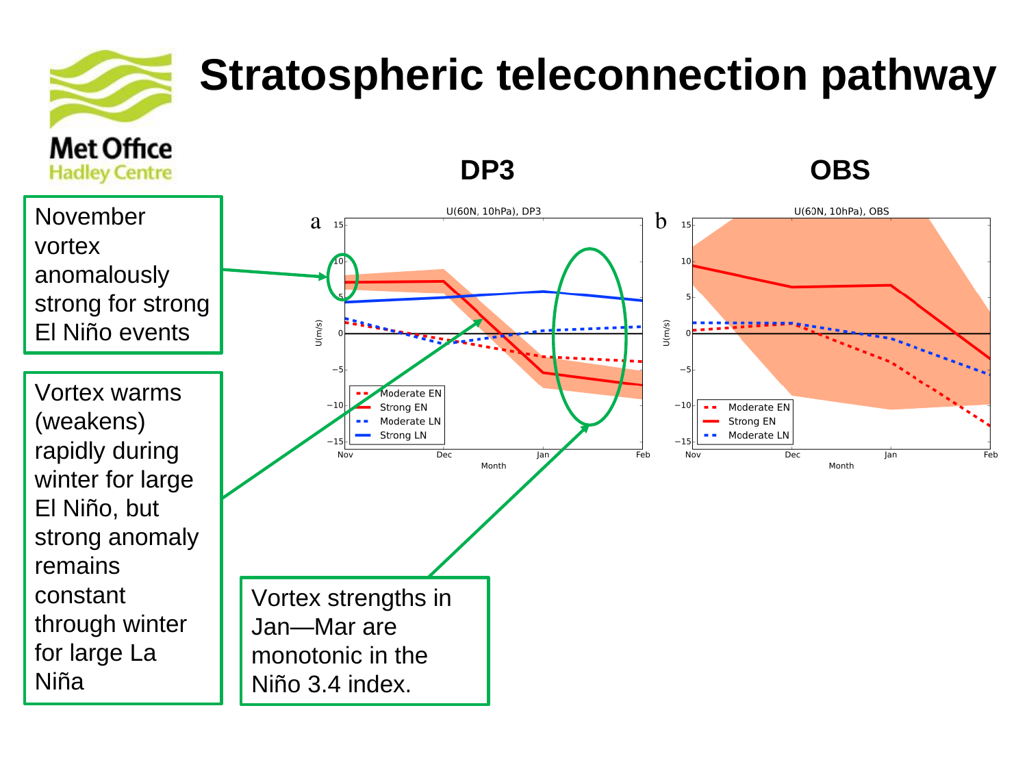# Stratospheric teleconnection pathway

November vortex anomalously strong for strong El Niño events

Vortex warms (weakens) rapidly during winter for large El Niño, but strong anomaly remains constant through winter for large La Niña

Vortex strengths in Jan—Mar are monotonic in the Niño 3.4 index.

**DP3**

**OBS**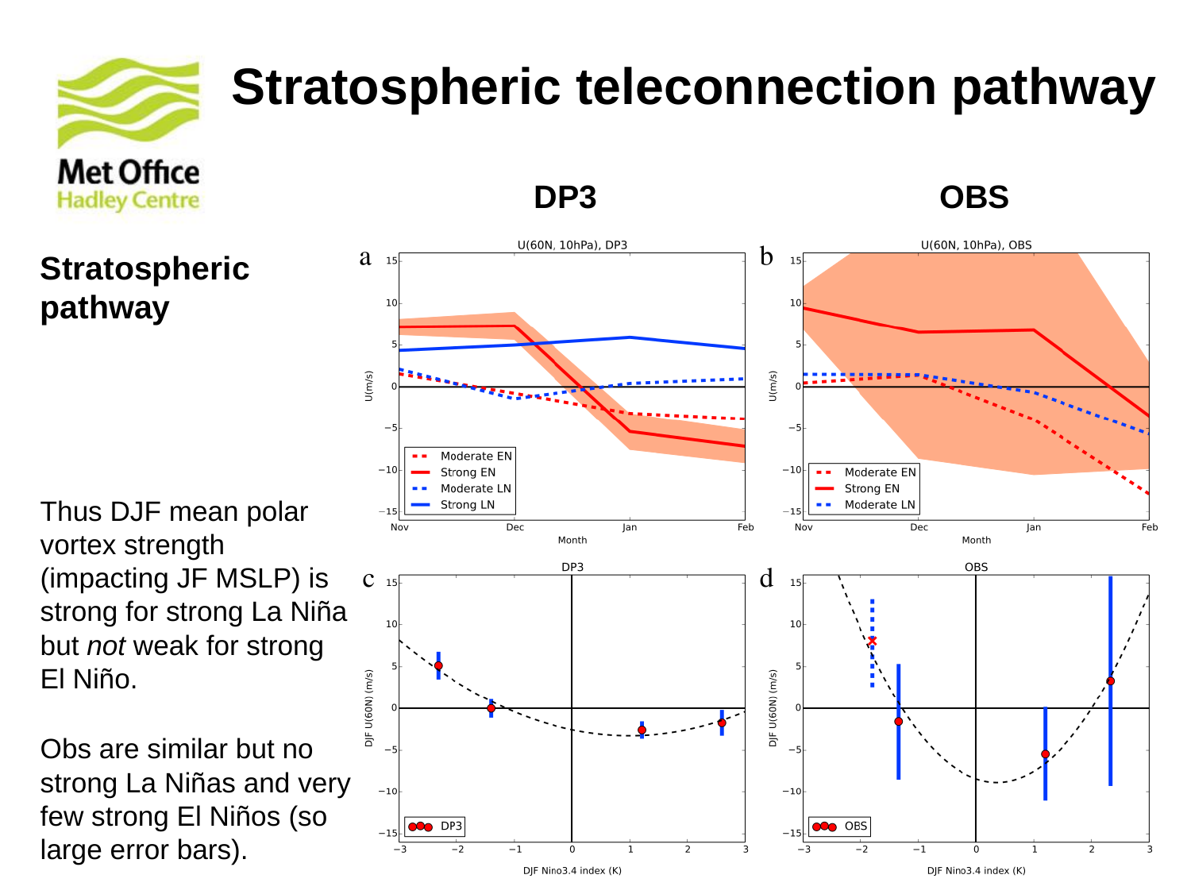# Stratospheric teleconnection pathway

**DP3** | **OBS**

## Stratospheric pathway

Thus DJF mean polar vortex strength (impacting JF MSLP) is strong for strong La Niña but *not* weak for strong El Niño.

Obs are similar but no strong La Niñas and very few strong El Niños (so large error bars).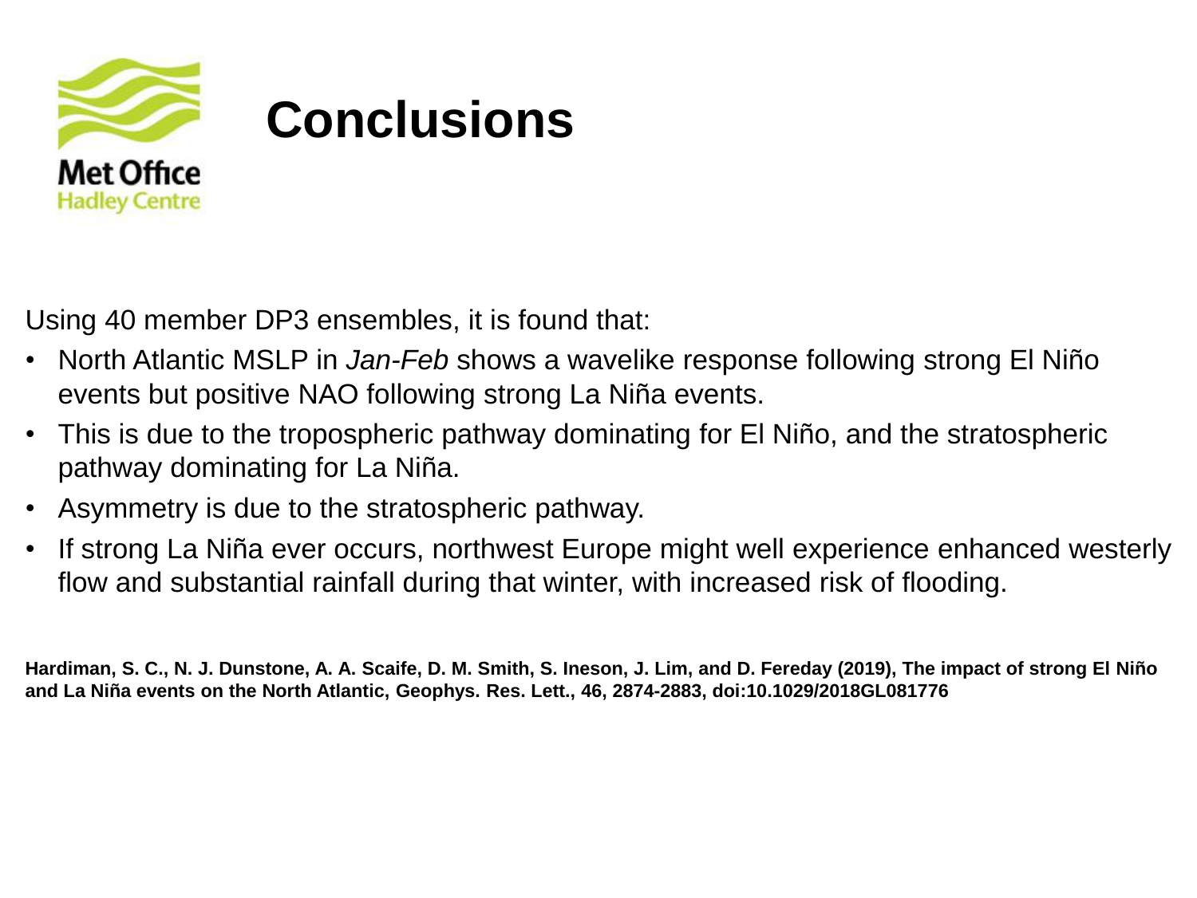# Conclusions

Using 40 member DP3 ensembles, it is found that:

- North Atlantic MSLP in *Jan-Feb* shows a wavelike response following strong El Niño events but positive NAO following strong La Niña events.
- This is due to the tropospheric pathway dominating for El Niño, and the stratospheric pathway dominating for La Niña.
- Asymmetry is due to the stratospheric pathway.
- If strong La Niña ever occurs, northwest Europe might well experience enhanced westerly flow and substantial rainfall during that winter, with increased risk of flooding.

**Hardiman, S. C., N. J. Dunstone, A. A. Scaife, D. M. Smith, S. Ineson, J. Lim, and D. Fereday (2019), The impact of strong El Niño and La Niña events on the North Atlantic, Geophys. Res. Lett., 46, 2874-2883, doi:10.1029/2018GL081776**